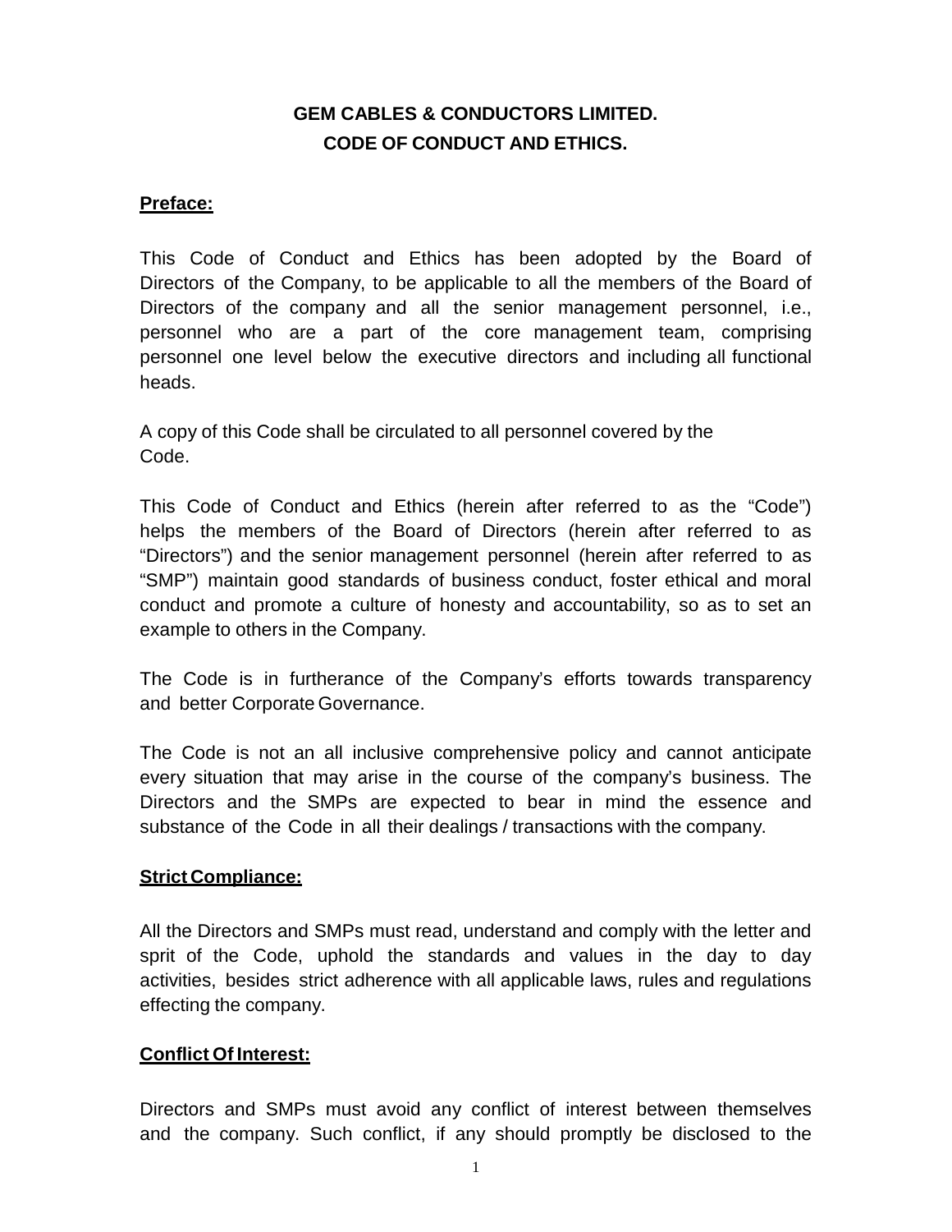# GEM CABLES & CONDUCTORS LIMITED.
# CODE OF CONDUCT AND ETHICS.

## Preface:

This Code of Conduct and Ethics has been adopted by the Board of Directors of the Company, to be applicable to all the members of the Board of Directors of the company and all the senior management personnel, i.e., personnel who are a part of the core management team, comprising personnel one level below the executive directors and including all functional heads.

A copy of this Code shall be circulated to all personnel covered by the Code.

This Code of Conduct and Ethics (herein after referred to as the "Code") helps the members of the Board of Directors (herein after referred to as "Directors") and the senior management personnel (herein after referred to as "SMP") maintain good standards of business conduct, foster ethical and moral conduct and promote a culture of honesty and accountability, so as to set an example to others in the Company.

The Code is in furtherance of the Company's efforts towards transparency and better Corporate Governance.

The Code is not an all inclusive comprehensive policy and cannot anticipate every situation that may arise in the course of the company's business. The Directors and the SMPs are expected to bear in mind the essence and substance of the Code in all their dealings / transactions with the company.

## Strict Compliance:

All the Directors and SMPs must read, understand and comply with the letter and sprit of the Code, uphold the standards and values in the day to day activities, besides strict adherence with all applicable laws, rules and regulations effecting the company.

## Conflict Of Interest:

Directors and SMPs must avoid any conflict of interest between themselves and the company. Such conflict, if any should promptly be disclosed to the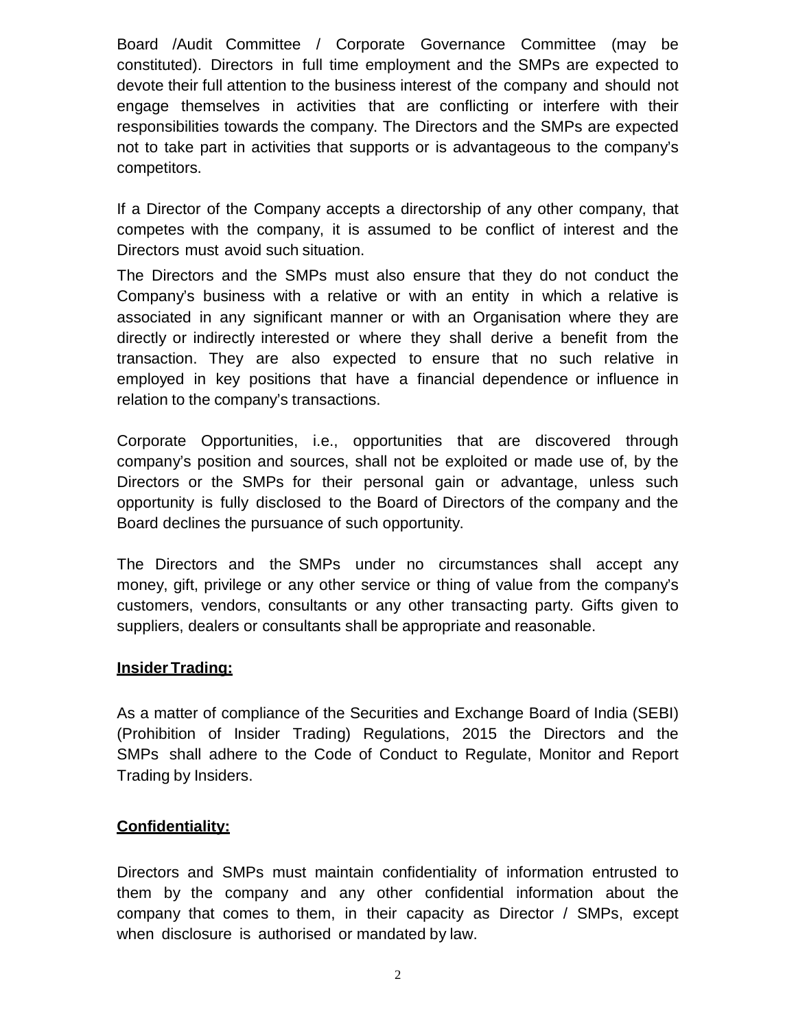Board /Audit Committee / Corporate Governance Committee (may be constituted). Directors in full time employment and the SMPs are expected to devote their full attention to the business interest of the company and should not engage themselves in activities that are conflicting or interfere with their responsibilities towards the company. The Directors and the SMPs are expected not to take part in activities that supports or is advantageous to the company's competitors.

If a Director of the Company accepts a directorship of any other company, that competes with the company, it is assumed to be conflict of interest and the Directors must avoid such situation.

The Directors and the SMPs must also ensure that they do not conduct the Company's business with a relative or with an entity in which a relative is associated in any significant manner or with an Organisation where they are directly or indirectly interested or where they shall derive a benefit from the transaction. They are also expected to ensure that no such relative in employed in key positions that have a financial dependence or influence in relation to the company's transactions.

Corporate Opportunities, i.e., opportunities that are discovered through company's position and sources, shall not be exploited or made use of, by the Directors or the SMPs for their personal gain or advantage, unless such opportunity is fully disclosed to the Board of Directors of the company and the Board declines the pursuance of such opportunity.

The Directors and the SMPs under no circumstances shall accept any money, gift, privilege or any other service or thing of value from the company's customers, vendors, consultants or any other transacting party. Gifts given to suppliers, dealers or consultants shall be appropriate and reasonable.

**Insider Trading:**

As a matter of compliance of the Securities and Exchange Board of India (SEBI) (Prohibition of Insider Trading) Regulations, 2015 the Directors and the SMPs shall adhere to the Code of Conduct to Regulate, Monitor and Report Trading by Insiders.

**Confidentiality:**

Directors and SMPs must maintain confidentiality of information entrusted to them by the company and any other confidential information about the company that comes to them, in their capacity as Director / SMPs, except when disclosure is authorised or mandated by law.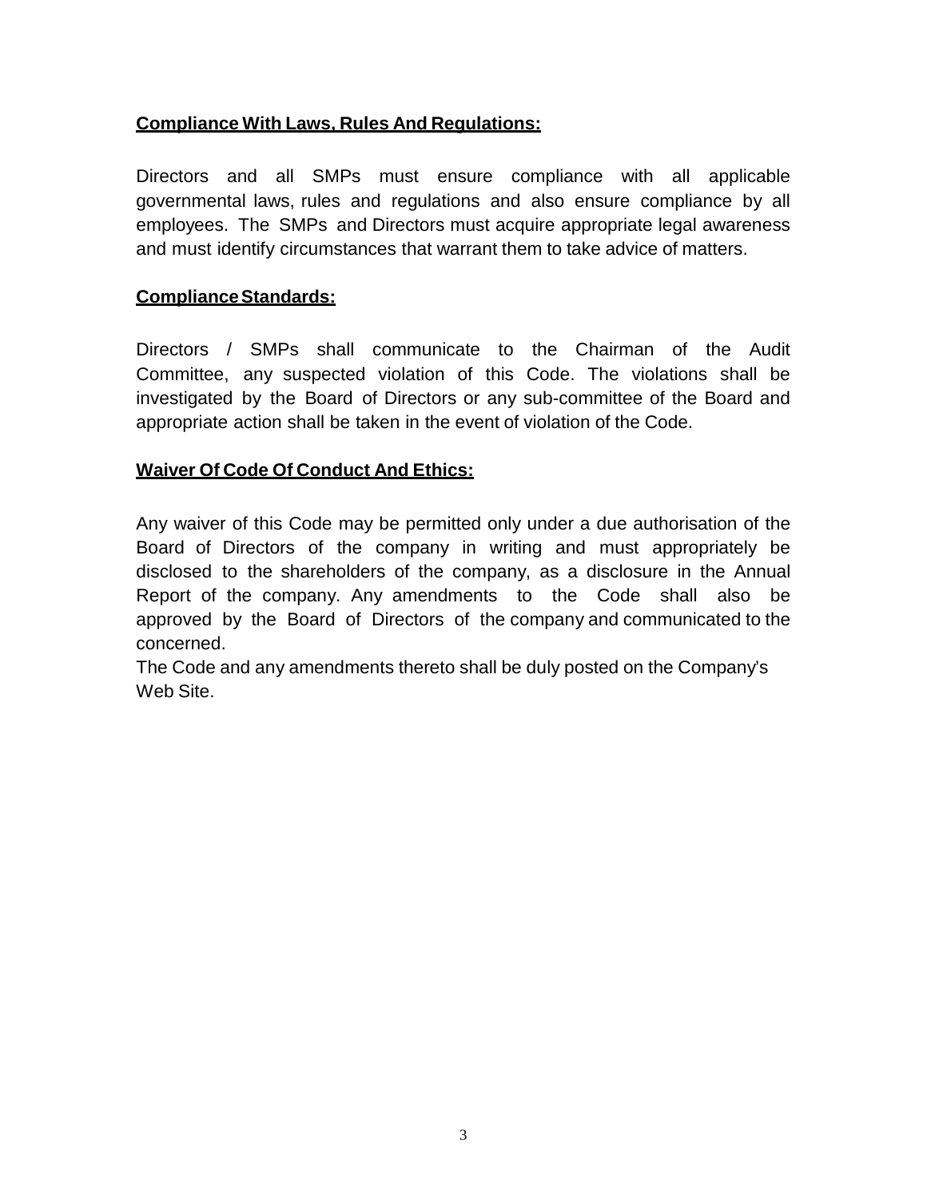**Compliance With Laws, Rules And Regulations:**

Directors and all SMPs must ensure compliance with all applicable governmental laws, rules and regulations and also ensure compliance by all employees. The SMPs and Directors must acquire appropriate legal awareness and must identify circumstances that warrant them to take advice of matters.

**Compliance Standards:**

Directors / SMPs shall communicate to the Chairman of the Audit Committee, any suspected violation of this Code. The violations shall be investigated by the Board of Directors or any sub-committee of the Board and appropriate action shall be taken in the event of violation of the Code.

**Waiver Of Code Of Conduct And Ethics:**

Any waiver of this Code may be permitted only under a due authorisation of the Board of Directors of the company in writing and must appropriately be disclosed to the shareholders of the company, as a disclosure in the Annual Report of the company. Any amendments to the Code shall also be approved by the Board of Directors of the company and communicated to the concerned.

The Code and any amendments thereto shall be duly posted on the Company's Web Site.